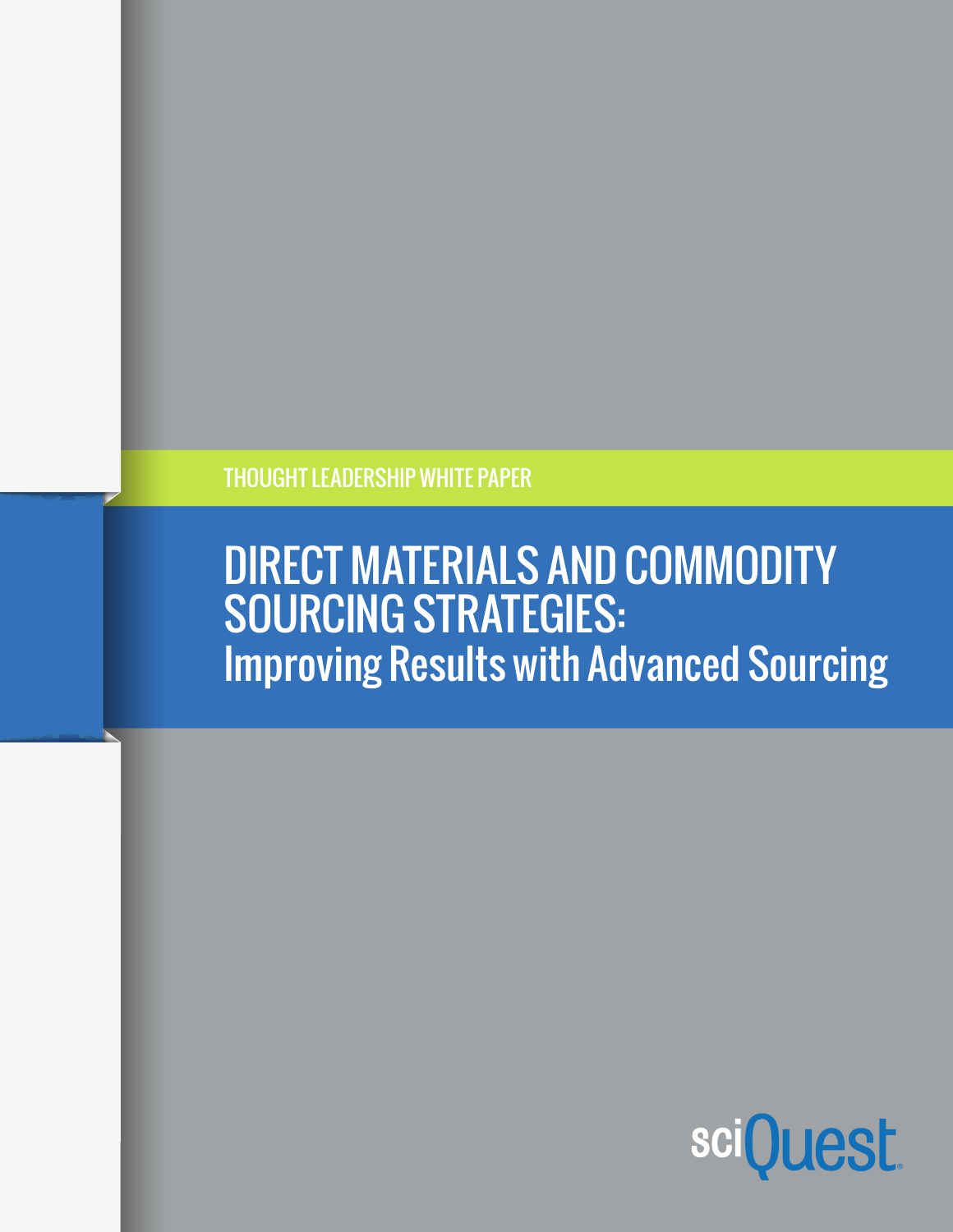THOUGHT LEADERSHIP WHITE PAPER

# DIRECT MATERIALS AND COMMODITY SOURCING STRATEGIES:

## Improving Results with Advanced Sourcing

sciQuest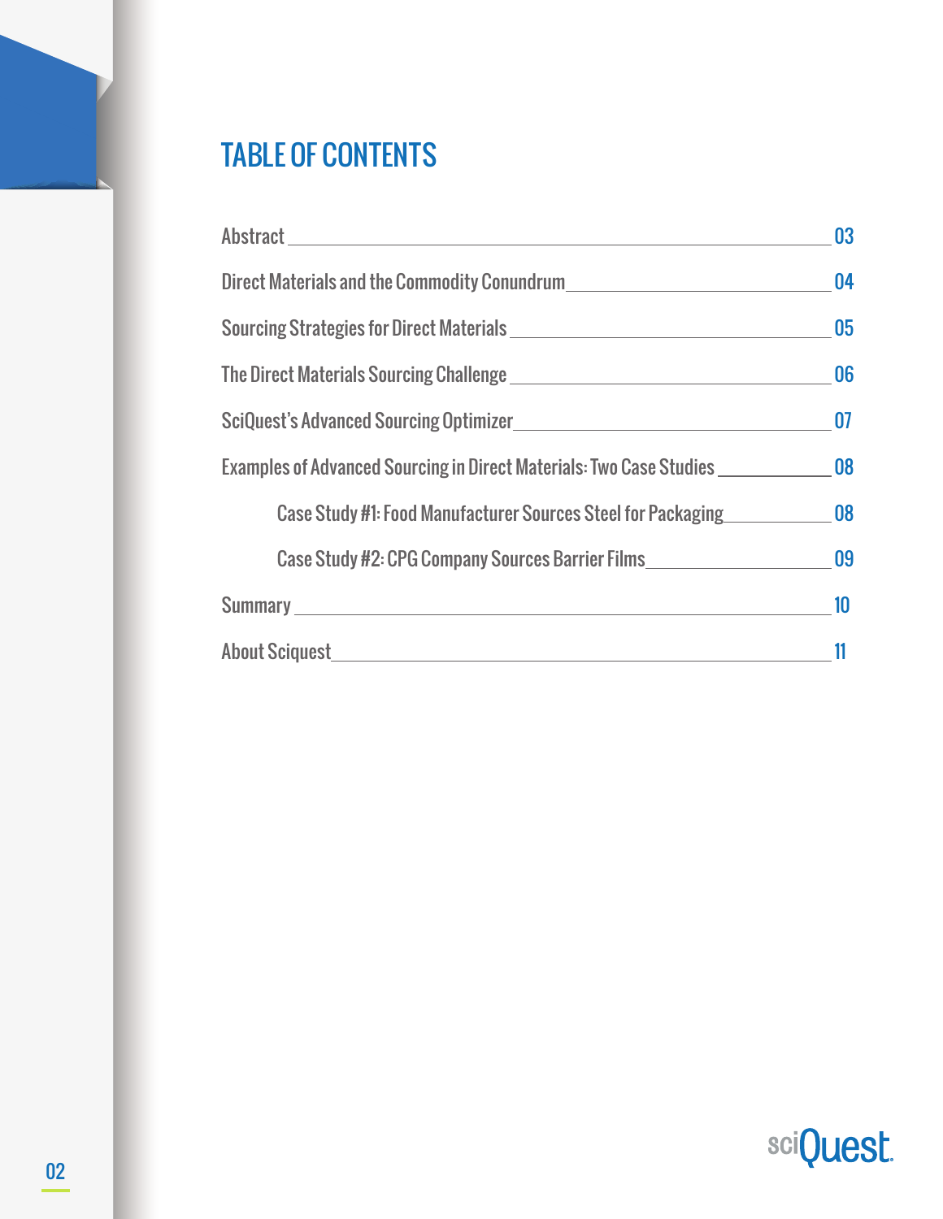# TABLE OF CONTENTS

| Section | Page |
|---|---|
| Abstract | 03 |
| Direct Materials and the Commodity Conundrum | 04 |
| Sourcing Strategies for Direct Materials | 05 |
| The Direct Materials Sourcing Challenge | 06 |
| SciQuest's Advanced Sourcing Optimizer | 07 |
| Examples of Advanced Sourcing in Direct Materials: Two Case Studies | 08 |
| Case Study #1: Food Manufacturer Sources Steel for Packaging | 08 |
| Case Study #2: CPG Company Sources Barrier Films | 09 |
| Summary | 10 |
| About Sciquest | 11 |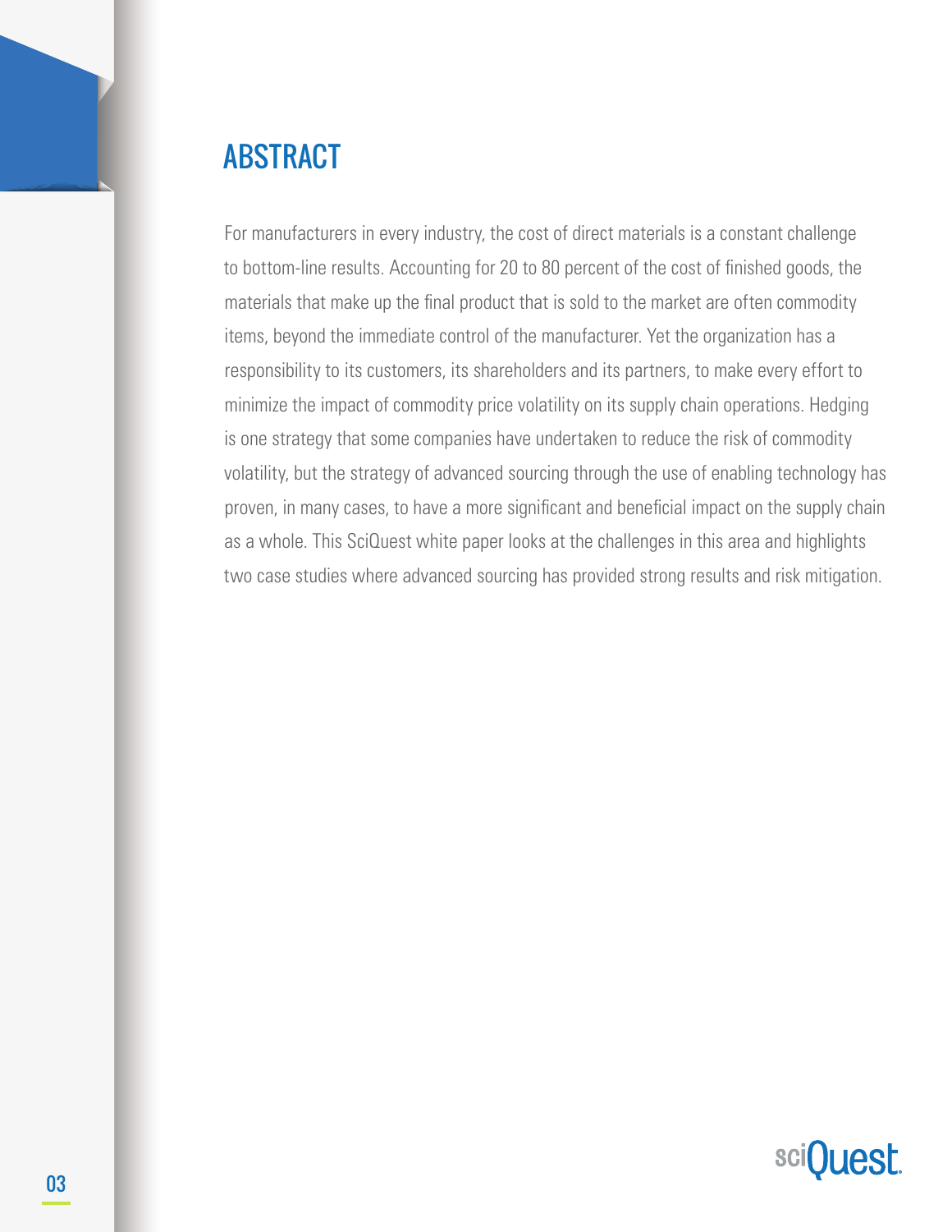# ABSTRACT

For manufacturers in every industry, the cost of direct materials is a constant challenge to bottom-line results. Accounting for 20 to 80 percent of the cost of finished goods, the materials that make up the final product that is sold to the market are often commodity items, beyond the immediate control of the manufacturer. Yet the organization has a responsibility to its customers, its shareholders and its partners, to make every effort to minimize the impact of commodity price volatility on its supply chain operations. Hedging is one strategy that some companies have undertaken to reduce the risk of commodity volatility, but the strategy of advanced sourcing through the use of enabling technology has proven, in many cases, to have a more significant and beneficial impact on the supply chain as a whole. This SciQuest white paper looks at the challenges in this area and highlights two case studies where advanced sourcing has provided strong results and risk mitigation.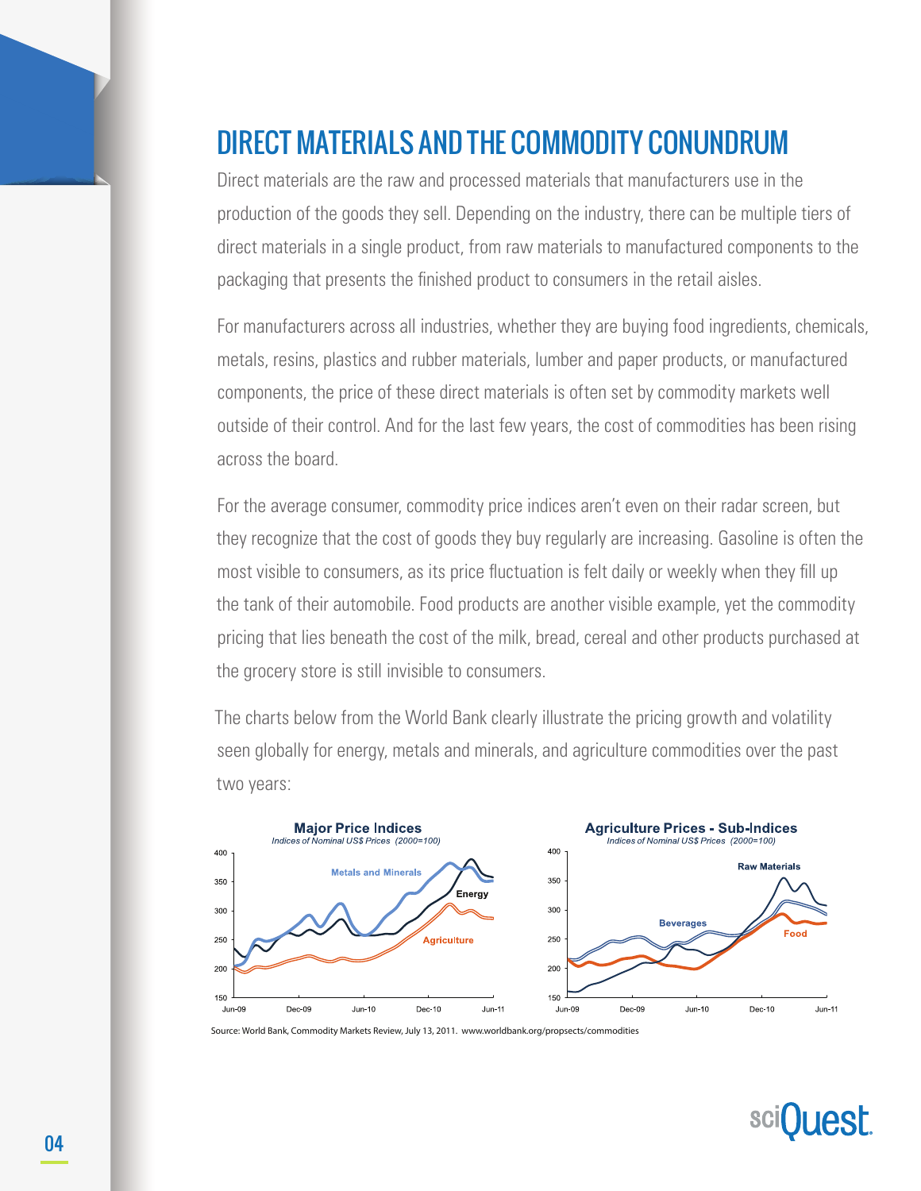# DIRECT MATERIALS AND THE COMMODITY CONUNDRUM

Direct materials are the raw and processed materials that manufacturers use in the production of the goods they sell. Depending on the industry, there can be multiple tiers of direct materials in a single product, from raw materials to manufactured components to the packaging that presents the finished product to consumers in the retail aisles.

For manufacturers across all industries, whether they are buying food ingredients, chemicals, metals, resins, plastics and rubber materials, lumber and paper products, or manufactured components, the price of these direct materials is often set by commodity markets well outside of their control. And for the last few years, the cost of commodities has been rising across the board.

For the average consumer, commodity price indices aren't even on their radar screen, but they recognize that the cost of goods they buy regularly are increasing. Gasoline is often the most visible to consumers, as its price fluctuation is felt daily or weekly when they fill up the tank of their automobile. Food products are another visible example, yet the commodity pricing that lies beneath the cost of the milk, bread, cereal and other products purchased at the grocery store is still invisible to consumers.

The charts below from the World Bank clearly illustrate the pricing growth and volatility seen globally for energy, metals and minerals, and agriculture commodities over the past two years:

**Major Price Indices**
*Indices of Nominal US$ Prices (2000=100)*

**Agriculture Prices - Sub-Indices**
*Indices of Nominal US$ Prices (2000=100)*

Source: World Bank, Commodity Markets Review, July 13, 2011. www.worldbank.org/propsects/commodities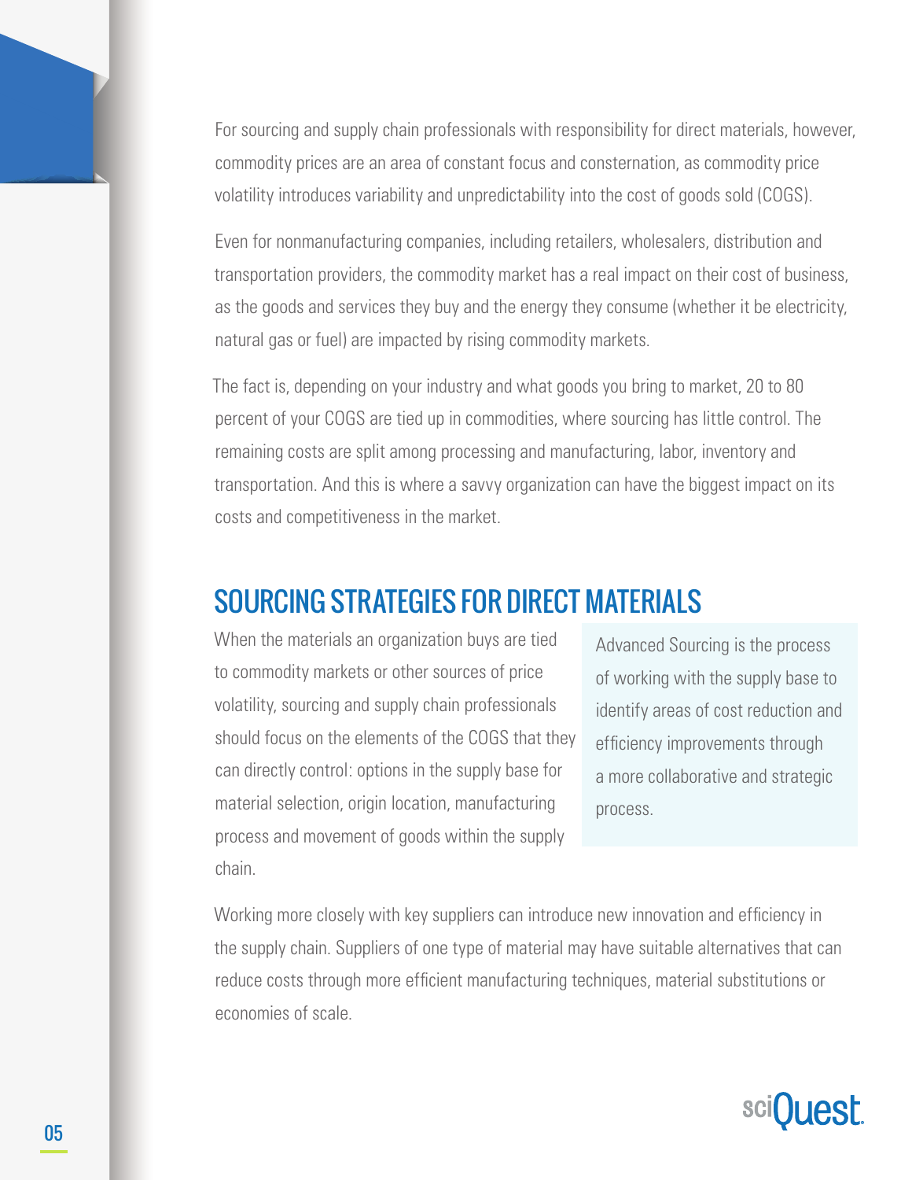For sourcing and supply chain professionals with responsibility for direct materials, however, commodity prices are an area of constant focus and consternation, as commodity price volatility introduces variability and unpredictability into the cost of goods sold (COGS).

Even for nonmanufacturing companies, including retailers, wholesalers, distribution and transportation providers, the commodity market has a real impact on their cost of business, as the goods and services they buy and the energy they consume (whether it be electricity, natural gas or fuel) are impacted by rising commodity markets.

The fact is, depending on your industry and what goods you bring to market, 20 to 80 percent of your COGS are tied up in commodities, where sourcing has little control. The remaining costs are split among processing and manufacturing, labor, inventory and transportation. And this is where a savvy organization can have the biggest impact on its costs and competitiveness in the market.

## SOURCING STRATEGIES FOR DIRECT MATERIALS

When the materials an organization buys are tied to commodity markets or other sources of price volatility, sourcing and supply chain professionals should focus on the elements of the COGS that they can directly control: options in the supply base for material selection, origin location, manufacturing process and movement of goods within the supply chain.

> Advanced Sourcing is the process of working with the supply base to identify areas of cost reduction and efficiency improvements through a more collaborative and strategic process.

Working more closely with key suppliers can introduce new innovation and efficiency in the supply chain. Suppliers of one type of material may have suitable alternatives that can reduce costs through more efficient manufacturing techniques, material substitutions or economies of scale.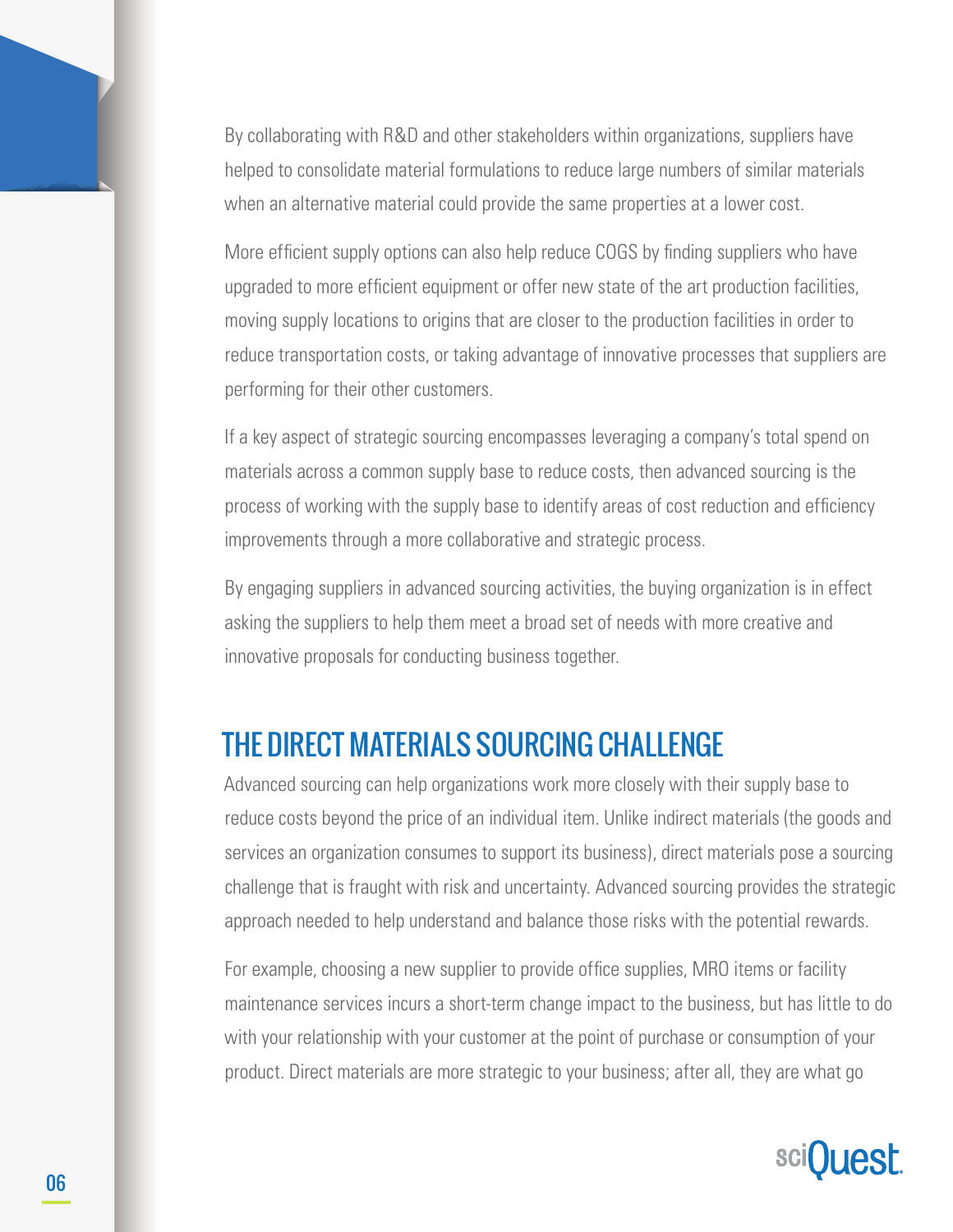By collaborating with R&D and other stakeholders within organizations, suppliers have helped to consolidate material formulations to reduce large numbers of similar materials when an alternative material could provide the same properties at a lower cost.

More efficient supply options can also help reduce COGS by finding suppliers who have upgraded to more efficient equipment or offer new state of the art production facilities, moving supply locations to origins that are closer to the production facilities in order to reduce transportation costs, or taking advantage of innovative processes that suppliers are performing for their other customers.

If a key aspect of strategic sourcing encompasses leveraging a company's total spend on materials across a common supply base to reduce costs, then advanced sourcing is the process of working with the supply base to identify areas of cost reduction and efficiency improvements through a more collaborative and strategic process.

By engaging suppliers in advanced sourcing activities, the buying organization is in effect asking the suppliers to help them meet a broad set of needs with more creative and innovative proposals for conducting business together.

## THE DIRECT MATERIALS SOURCING CHALLENGE

Advanced sourcing can help organizations work more closely with their supply base to reduce costs beyond the price of an individual item. Unlike indirect materials (the goods and services an organization consumes to support its business), direct materials pose a sourcing challenge that is fraught with risk and uncertainty. Advanced sourcing provides the strategic approach needed to help understand and balance those risks with the potential rewards.

For example, choosing a new supplier to provide office supplies, MRO items or facility maintenance services incurs a short-term change impact to the business, but has little to do with your relationship with your customer at the point of purchase or consumption of your product. Direct materials are more strategic to your business; after all, they are what go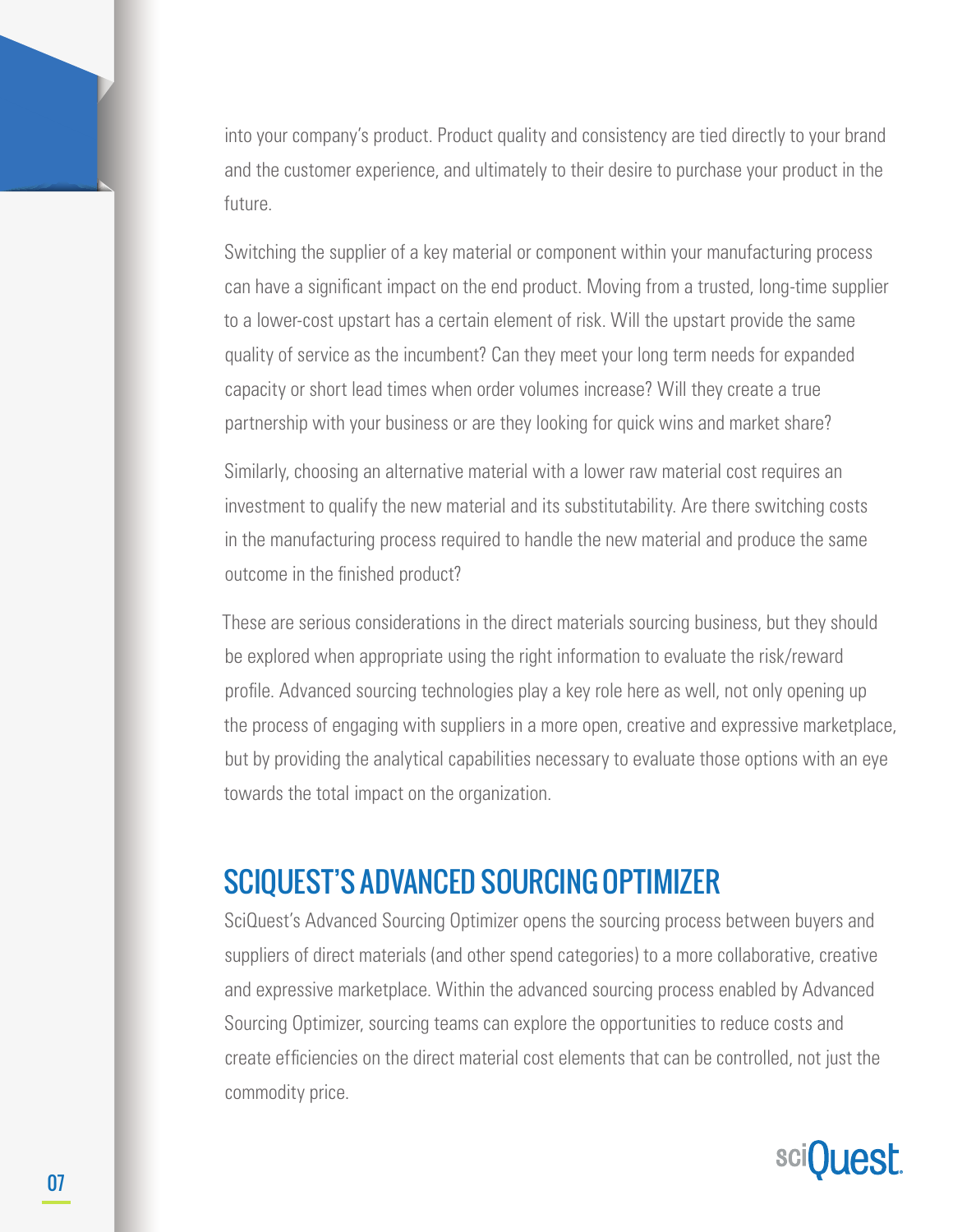into your company's product. Product quality and consistency are tied directly to your brand and the customer experience, and ultimately to their desire to purchase your product in the future.

Switching the supplier of a key material or component within your manufacturing process can have a significant impact on the end product. Moving from a trusted, long-time supplier to a lower-cost upstart has a certain element of risk. Will the upstart provide the same quality of service as the incumbent? Can they meet your long term needs for expanded capacity or short lead times when order volumes increase? Will they create a true partnership with your business or are they looking for quick wins and market share?

Similarly, choosing an alternative material with a lower raw material cost requires an investment to qualify the new material and its substitutability. Are there switching costs in the manufacturing process required to handle the new material and produce the same outcome in the finished product?

These are serious considerations in the direct materials sourcing business, but they should be explored when appropriate using the right information to evaluate the risk/reward profile. Advanced sourcing technologies play a key role here as well, not only opening up the process of engaging with suppliers in a more open, creative and expressive marketplace, but by providing the analytical capabilities necessary to evaluate those options with an eye towards the total impact on the organization.

## SCIQUEST'S ADVANCED SOURCING OPTIMIZER

SciQuest's Advanced Sourcing Optimizer opens the sourcing process between buyers and suppliers of direct materials (and other spend categories) to a more collaborative, creative and expressive marketplace. Within the advanced sourcing process enabled by Advanced Sourcing Optimizer, sourcing teams can explore the opportunities to reduce costs and create efficiencies on the direct material cost elements that can be controlled, not just the commodity price.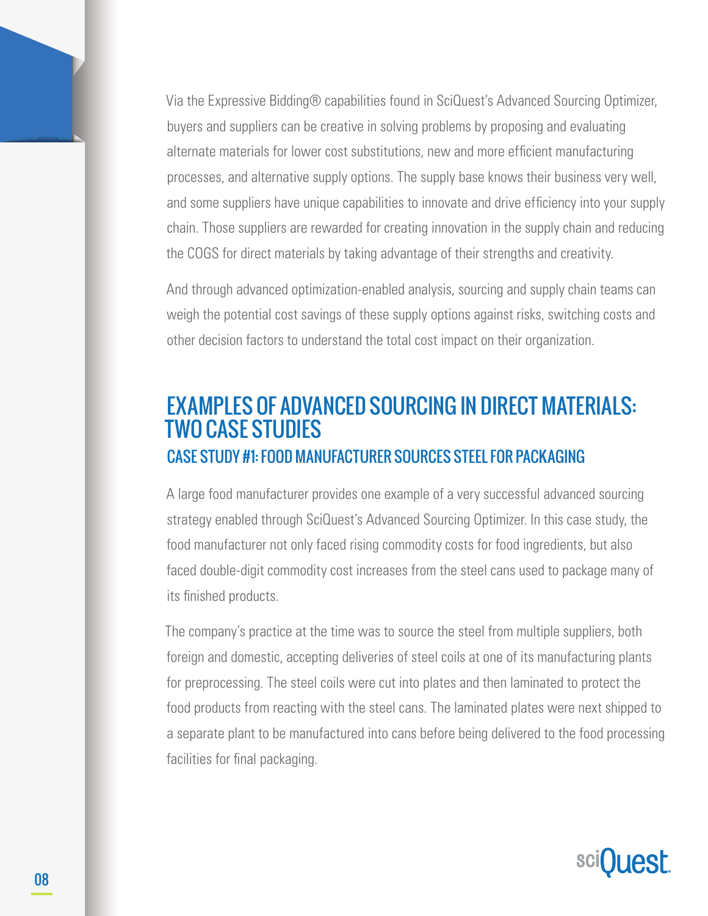Via the Expressive Bidding® capabilities found in SciQuest's Advanced Sourcing Optimizer, buyers and suppliers can be creative in solving problems by proposing and evaluating alternate materials for lower cost substitutions, new and more efficient manufacturing processes, and alternative supply options. The supply base knows their business very well, and some suppliers have unique capabilities to innovate and drive efficiency into your supply chain. Those suppliers are rewarded for creating innovation in the supply chain and reducing the COGS for direct materials by taking advantage of their strengths and creativity.

And through advanced optimization-enabled analysis, sourcing and supply chain teams can weigh the potential cost savings of these supply options against risks, switching costs and other decision factors to understand the total cost impact on their organization.

## EXAMPLES OF ADVANCED SOURCING IN DIRECT MATERIALS: TWO CASE STUDIES

### CASE STUDY #1: FOOD MANUFACTURER SOURCES STEEL FOR PACKAGING

A large food manufacturer provides one example of a very successful advanced sourcing strategy enabled through SciQuest's Advanced Sourcing Optimizer. In this case study, the food manufacturer not only faced rising commodity costs for food ingredients, but also faced double-digit commodity cost increases from the steel cans used to package many of its finished products.

The company's practice at the time was to source the steel from multiple suppliers, both foreign and domestic, accepting deliveries of steel coils at one of its manufacturing plants for preprocessing. The steel coils were cut into plates and then laminated to protect the food products from reacting with the steel cans. The laminated plates were next shipped to a separate plant to be manufactured into cans before being delivered to the food processing facilities for final packaging.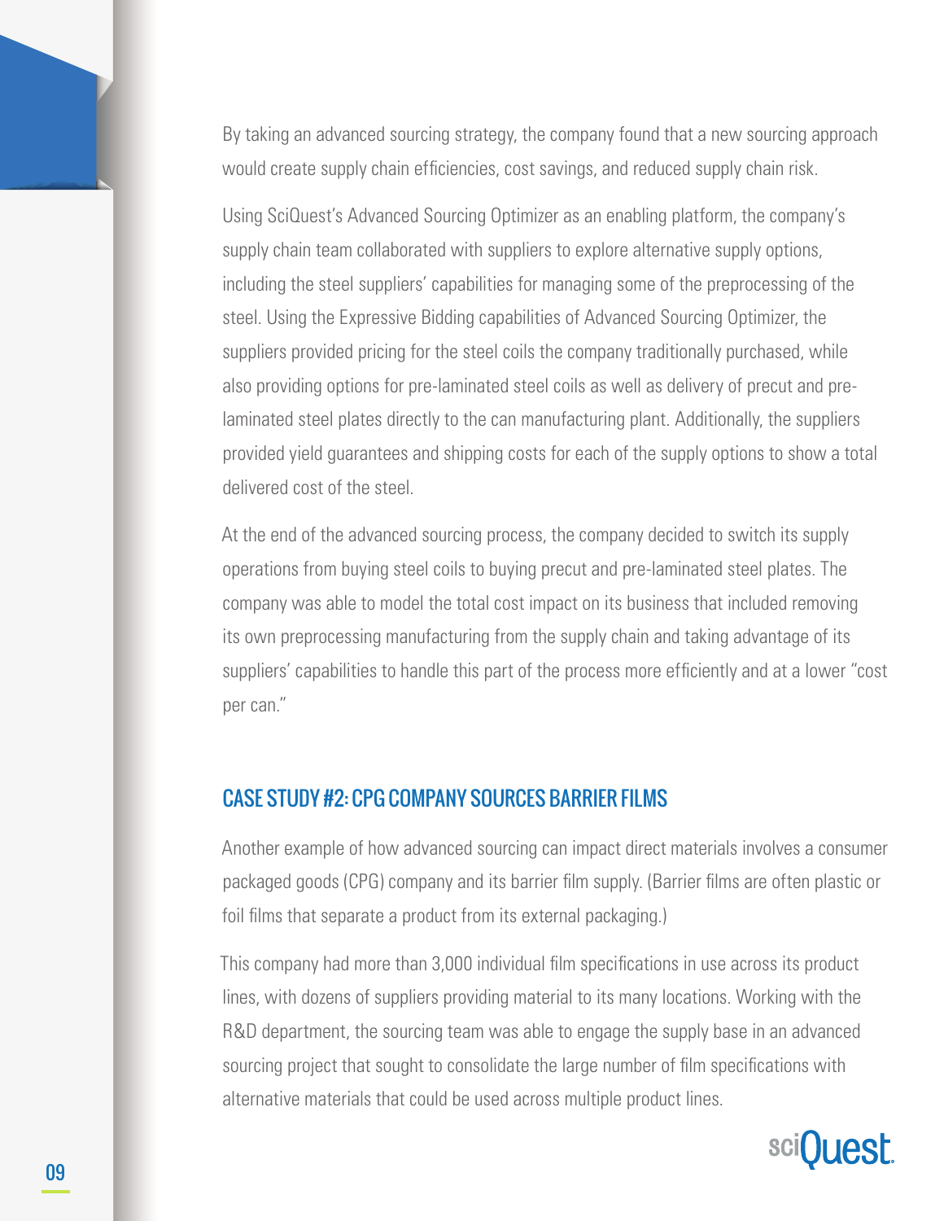By taking an advanced sourcing strategy, the company found that a new sourcing approach would create supply chain efficiencies, cost savings, and reduced supply chain risk.

Using SciQuest's Advanced Sourcing Optimizer as an enabling platform, the company's supply chain team collaborated with suppliers to explore alternative supply options, including the steel suppliers' capabilities for managing some of the preprocessing of the steel. Using the Expressive Bidding capabilities of Advanced Sourcing Optimizer, the suppliers provided pricing for the steel coils the company traditionally purchased, while also providing options for pre-laminated steel coils as well as delivery of precut and pre-laminated steel plates directly to the can manufacturing plant. Additionally, the suppliers provided yield guarantees and shipping costs for each of the supply options to show a total delivered cost of the steel.

At the end of the advanced sourcing process, the company decided to switch its supply operations from buying steel coils to buying precut and pre-laminated steel plates. The company was able to model the total cost impact on its business that included removing its own preprocessing manufacturing from the supply chain and taking advantage of its suppliers' capabilities to handle this part of the process more efficiently and at a lower "cost per can."

## CASE STUDY #2: CPG COMPANY SOURCES BARRIER FILMS

Another example of how advanced sourcing can impact direct materials involves a consumer packaged goods (CPG) company and its barrier film supply. (Barrier films are often plastic or foil films that separate a product from its external packaging.)

This company had more than 3,000 individual film specifications in use across its product lines, with dozens of suppliers providing material to its many locations. Working with the R&D department, the sourcing team was able to engage the supply base in an advanced sourcing project that sought to consolidate the large number of film specifications with alternative materials that could be used across multiple product lines.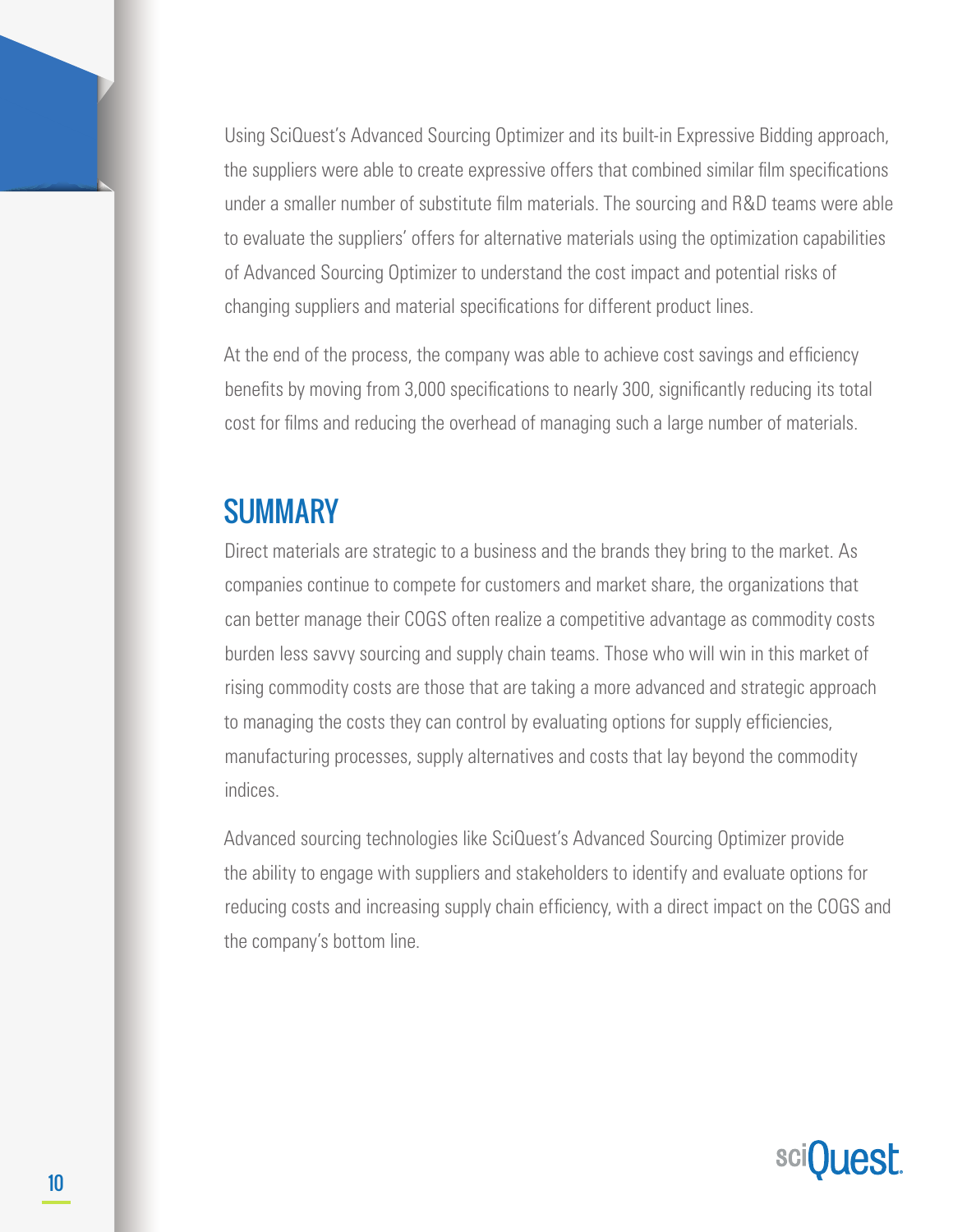Using SciQuest's Advanced Sourcing Optimizer and its built-in Expressive Bidding approach, the suppliers were able to create expressive offers that combined similar film specifications under a smaller number of substitute film materials. The sourcing and R&D teams were able to evaluate the suppliers' offers for alternative materials using the optimization capabilities of Advanced Sourcing Optimizer to understand the cost impact and potential risks of changing suppliers and material specifications for different product lines.

At the end of the process, the company was able to achieve cost savings and efficiency benefits by moving from 3,000 specifications to nearly 300, significantly reducing its total cost for films and reducing the overhead of managing such a large number of materials.

## SUMMARY

Direct materials are strategic to a business and the brands they bring to the market. As companies continue to compete for customers and market share, the organizations that can better manage their COGS often realize a competitive advantage as commodity costs burden less savvy sourcing and supply chain teams. Those who will win in this market of rising commodity costs are those that are taking a more advanced and strategic approach to managing the costs they can control by evaluating options for supply efficiencies, manufacturing processes, supply alternatives and costs that lay beyond the commodity indices.

Advanced sourcing technologies like SciQuest's Advanced Sourcing Optimizer provide the ability to engage with suppliers and stakeholders to identify and evaluate options for reducing costs and increasing supply chain efficiency, with a direct impact on the COGS and the company's bottom line.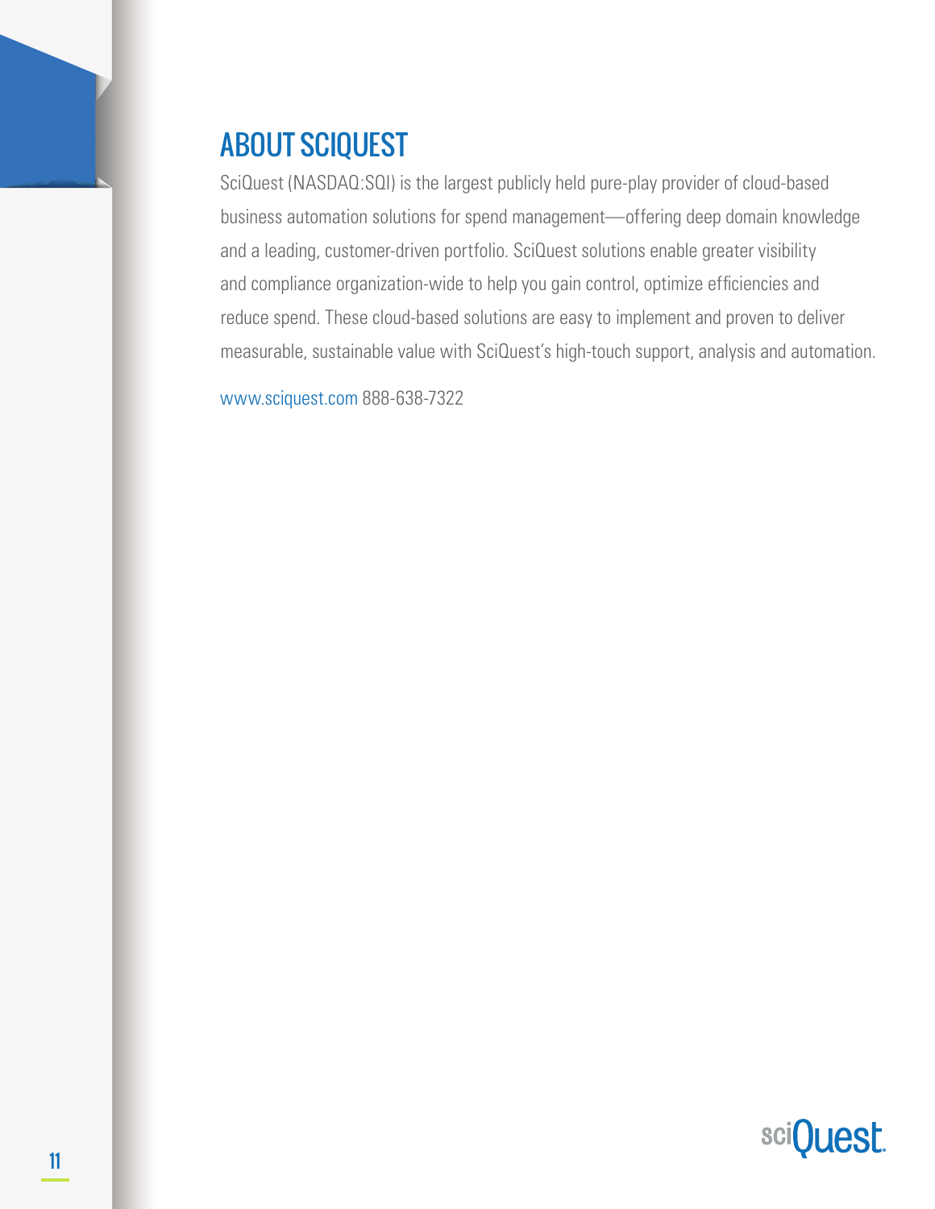## ABOUT SCIQUEST

SciQuest (NASDAQ:SQI) is the largest publicly held pure-play provider of cloud-based business automation solutions for spend management—offering deep domain knowledge and a leading, customer-driven portfolio. SciQuest solutions enable greater visibility and compliance organization-wide to help you gain control, optimize efficiencies and reduce spend. These cloud-based solutions are easy to implement and proven to deliver measurable, sustainable value with SciQuest's high-touch support, analysis and automation.

www.sciquest.com 888-638-7322

sciQuest